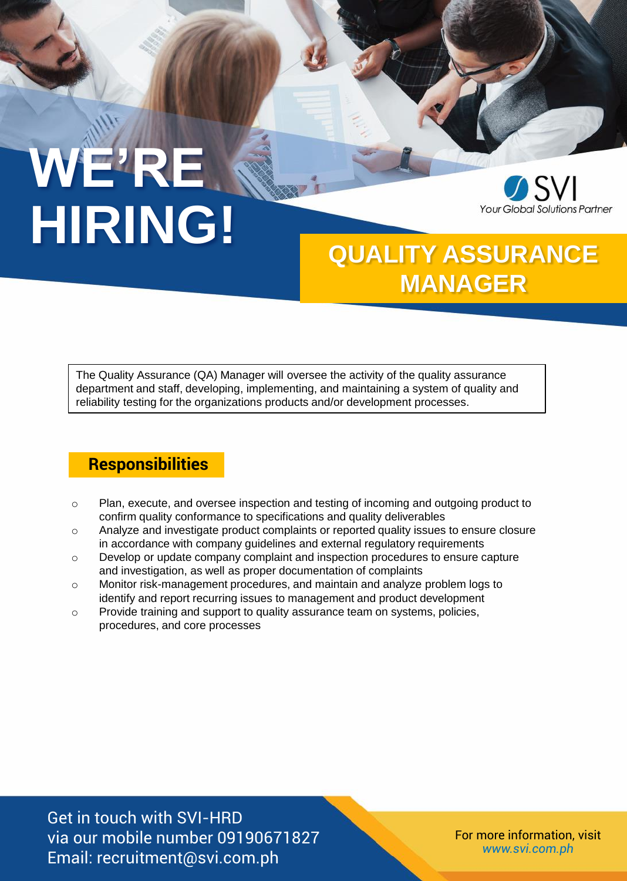# WE'RE HIRING!

SVI
*Your Global Solutions Partner*

## QUALITY ASSURANCE MANAGER

The Quality Assurance (QA) Manager will oversee the activity of the quality assurance department and staff, developing, implementing, and maintaining a system of quality and reliability testing for the organizations products and/or development processes.

## Responsibilities

- Plan, execute, and oversee inspection and testing of incoming and outgoing product to confirm quality conformance to specifications and quality deliverables
- Analyze and investigate product complaints or reported quality issues to ensure closure in accordance with company guidelines and external regulatory requirements
- Develop or update company complaint and inspection procedures to ensure capture and investigation, as well as proper documentation of complaints
- Monitor risk-management procedures, and maintain and analyze problem logs to identify and report recurring issues to management and product development
- Provide training and support to quality assurance team on systems, policies, procedures, and core processes

Get in touch with SVI-HRD
via our mobile number 09190671827
Email: recruitment@svi.com.ph

For more information, visit
*www.svi.com.ph*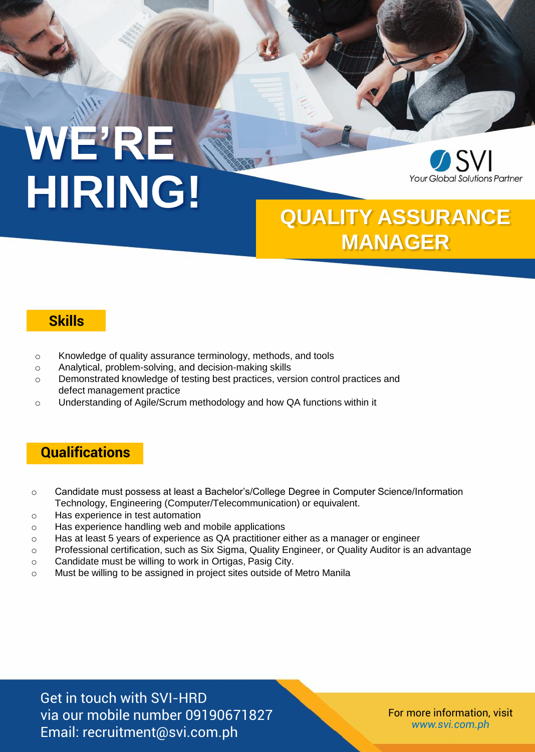# WE'RE HIRING!

SVI
*Your Global Solutions Partner*

## QUALITY ASSURANCE MANAGER

## Skills

- Knowledge of quality assurance terminology, methods, and tools
- Analytical, problem-solving, and decision-making skills
- Demonstrated knowledge of testing best practices, version control practices and defect management practice
- Understanding of Agile/Scrum methodology and how QA functions within it

## Qualifications

- Candidate must possess at least a Bachelor's/College Degree in Computer Science/Information Technology, Engineering (Computer/Telecommunication) or equivalent.
- Has experience in test automation
- Has experience handling web and mobile applications
- Has at least 5 years of experience as QA practitioner either as a manager or engineer
- Professional certification, such as Six Sigma, Quality Engineer, or Quality Auditor is an advantage
- Candidate must be willing to work in Ortigas, Pasig City.
- Must be willing to be assigned in project sites outside of Metro Manila

Get in touch with SVI-HRD
via our mobile number 09190671827
Email: recruitment@svi.com.ph

For more information, visit
*www.svi.com.ph*